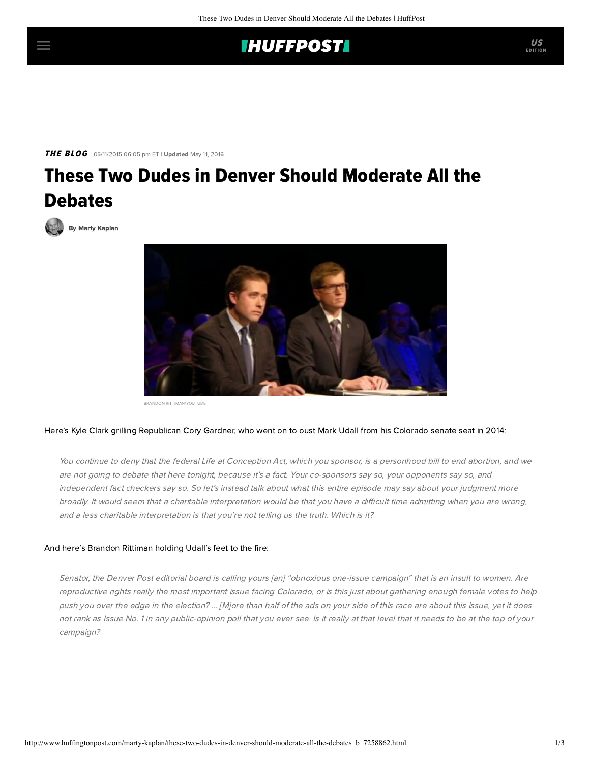**THE BLOG** 05/11/2015 06:05 pm ET | **Updated** May 11, 2016

# These Two Dudes in Denver Should Moderate All the Debates

By Marty Kaplan

BRANDON RITTIMAN/YOUTUBE

Here's Kyle Clark grilling Republican Cory Gardner, who went on to oust Mark Udall from his Colorado senate seat in 2014:

> *You continue to deny that the federal Life at Conception Act, which you sponsor, is a personhood bill to end abortion, and we are not going to debate that here tonight, because it's a fact. Your co-sponsors say so, your opponents say so, and independent fact checkers say so. So let's instead talk about what this entire episode may say about your judgment more broadly. It would seem that a charitable interpretation would be that you have a difficult time admitting when you are wrong, and a less charitable interpretation is that you're not telling us the truth. Which is it?*

And here's Brandon Rittiman holding Udall's feet to the fire:

> *Senator, the Denver Post editorial board is calling yours [an] "obnoxious one-issue campaign" that is an insult to women. Are reproductive rights really the most important issue facing Colorado, or is this just about gathering enough female votes to help push you over the edge in the election? ... [M]ore than half of the ads on your side of this race are about this issue, yet it does not rank as Issue No. 1 in any public-opinion poll that you ever see. Is it really at that level that it needs to be at the top of your campaign?*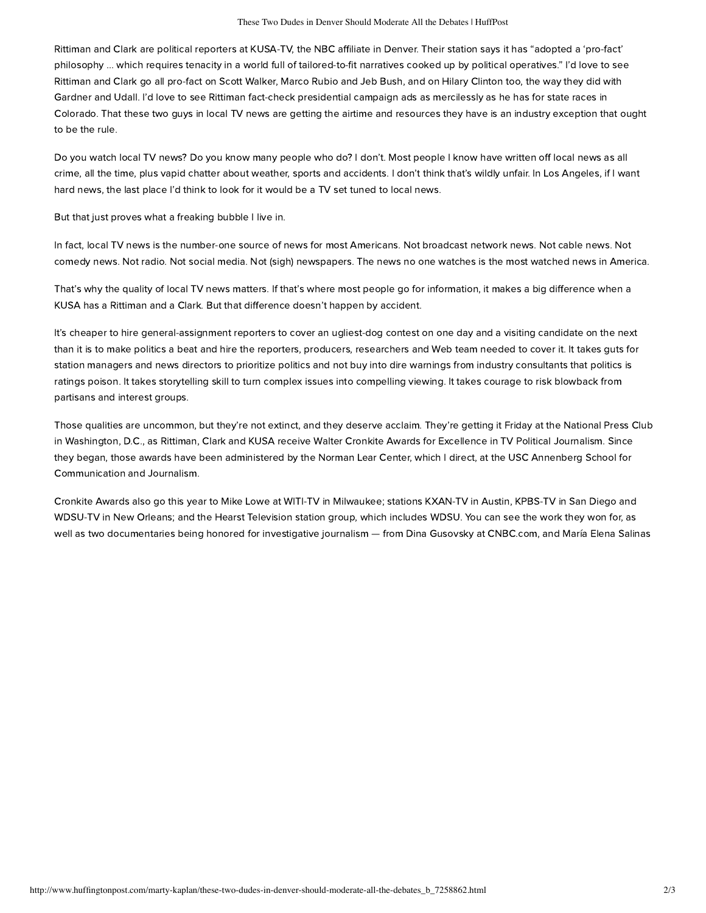Rittiman and Clark are political reporters at KUSA-TV, the NBC affiliate in Denver. Their station says it has "adopted a 'pro-fact' philosophy ... which requires tenacity in a world full of tailored-to-fit narratives cooked up by political operatives." I'd love to see Rittiman and Clark go all pro-fact on Scott Walker, Marco Rubio and Jeb Bush, and on Hilary Clinton too, the way they did with Gardner and Udall. I'd love to see Rittiman fact-check presidential campaign ads as mercilessly as he has for state races in Colorado. That these two guys in local TV news are getting the airtime and resources they have is an industry exception that ought to be the rule.

Do you watch local TV news? Do you know many people who do? I don't. Most people I know have written off local news as all crime, all the time, plus vapid chatter about weather, sports and accidents. I don't think that's wildly unfair. In Los Angeles, if I want hard news, the last place I'd think to look for it would be a TV set tuned to local news.

But that just proves what a freaking bubble I live in.

In fact, local TV news is the number-one source of news for most Americans. Not broadcast network news. Not cable news. Not comedy news. Not radio. Not social media. Not (sigh) newspapers. The news no one watches is the most watched news in America.

That's why the quality of local TV news matters. If that's where most people go for information, it makes a big difference when a KUSA has a Rittiman and a Clark. But that difference doesn't happen by accident.

It's cheaper to hire general-assignment reporters to cover an ugliest-dog contest on one day and a visiting candidate on the next than it is to make politics a beat and hire the reporters, producers, researchers and Web team needed to cover it. It takes guts for station managers and news directors to prioritize politics and not buy into dire warnings from industry consultants that politics is ratings poison. It takes storytelling skill to turn complex issues into compelling viewing. It takes courage to risk blowback from partisans and interest groups.

Those qualities are uncommon, but they're not extinct, and they deserve acclaim. They're getting it Friday at the National Press Club in Washington, D.C., as Rittiman, Clark and KUSA receive Walter Cronkite Awards for Excellence in TV Political Journalism. Since they began, those awards have been administered by the Norman Lear Center, which I direct, at the USC Annenberg School for Communication and Journalism.

Cronkite Awards also go this year to Mike Lowe at WITI-TV in Milwaukee; stations KXAN-TV in Austin, KPBS-TV in San Diego and WDSU-TV in New Orleans; and the Hearst Television station group, which includes WDSU. You can see the work they won for, as well as two documentaries being honored for investigative journalism — from Dina Gusovsky at CNBC.com, and María Elena Salinas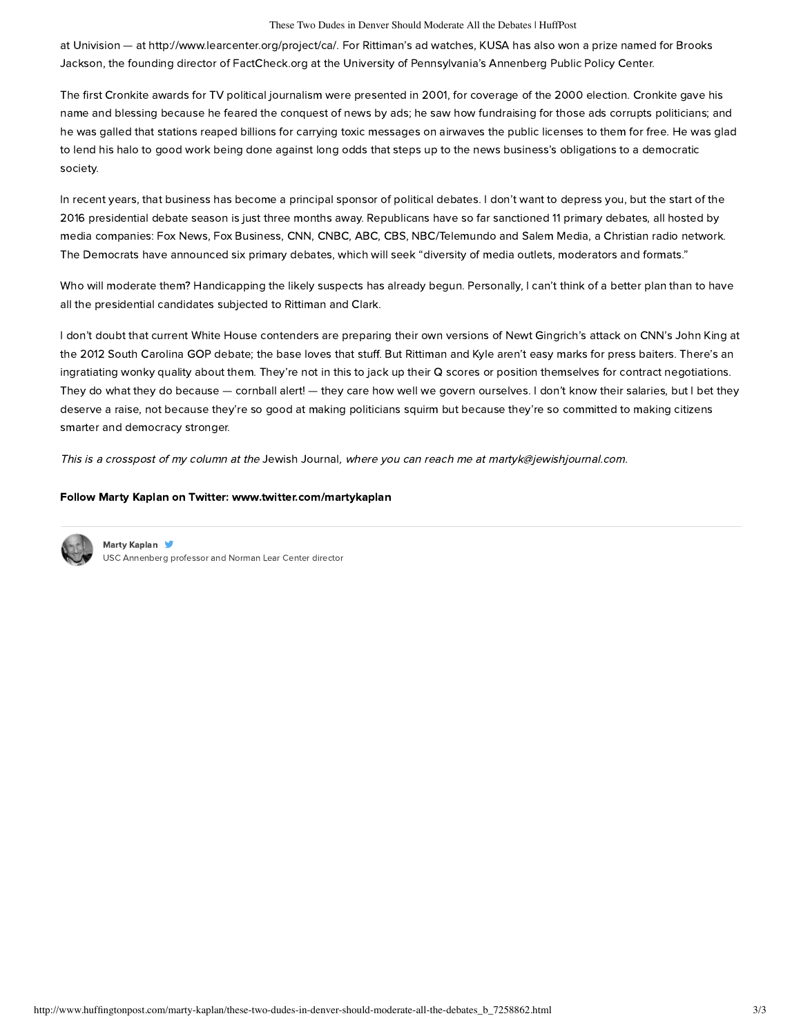at Univision — at http://www.learcenter.org/project/ca/. For Rittiman's ad watches, KUSA has also won a prize named for Brooks Jackson, the founding director of FactCheck.org at the University of Pennsylvania's Annenberg Public Policy Center.

The first Cronkite awards for TV political journalism were presented in 2001, for coverage of the 2000 election. Cronkite gave his name and blessing because he feared the conquest of news by ads; he saw how fundraising for those ads corrupts politicians; and he was galled that stations reaped billions for carrying toxic messages on airwaves the public licenses to them for free. He was glad to lend his halo to good work being done against long odds that steps up to the news business's obligations to a democratic society.

In recent years, that business has become a principal sponsor of political debates. I don't want to depress you, but the start of the 2016 presidential debate season is just three months away. Republicans have so far sanctioned 11 primary debates, all hosted by media companies: Fox News, Fox Business, CNN, CNBC, ABC, CBS, NBC/Telemundo and Salem Media, a Christian radio network. The Democrats have announced six primary debates, which will seek "diversity of media outlets, moderators and formats."

Who will moderate them? Handicapping the likely suspects has already begun. Personally, I can't think of a better plan than to have all the presidential candidates subjected to Rittiman and Clark.

I don't doubt that current White House contenders are preparing their own versions of Newt Gingrich's attack on CNN's John King at the 2012 South Carolina GOP debate; the base loves that stuff. But Rittiman and Kyle aren't easy marks for press baiters. There's an ingratiating wonky quality about them. They're not in this to jack up their Q scores or position themselves for contract negotiations. They do what they do because — cornball alert! — they care how well we govern ourselves. I don't know their salaries, but I bet they deserve a raise, not because they're so good at making politicians squirm but because they're so committed to making citizens smarter and democracy stronger.

*This is a crosspost of my column at the* Jewish Journal*, where you can reach me at martyk@jewishjournal.com.*

**Follow Marty Kaplan on Twitter: www.twitter.com/martykaplan**

---

**Marty Kaplan**
USC Annenberg professor and Norman Lear Center director